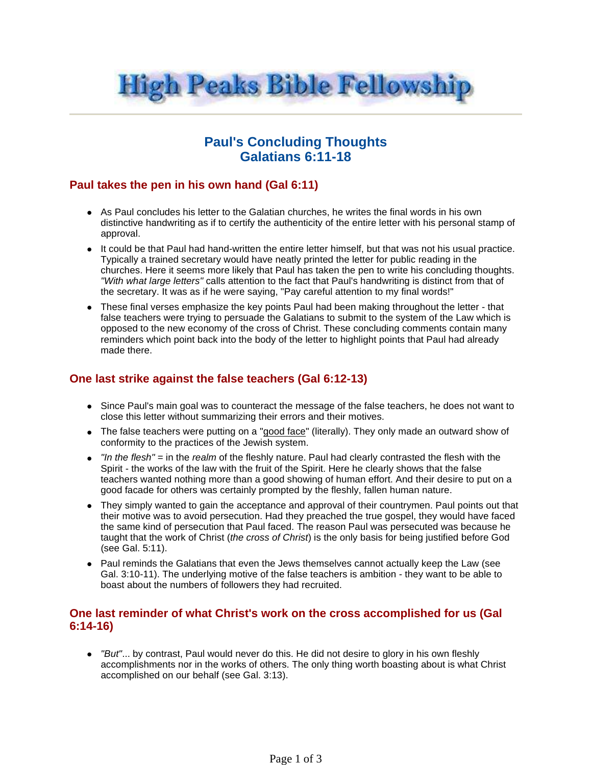# High Peaks Bible Fellowship

## Paul's Concluding Thoughts
## Galatians 6:11-18

### Paul takes the pen in his own hand (Gal 6:11)

- As Paul concludes his letter to the Galatian churches, he writes the final words in his own distinctive handwriting as if to certify the authenticity of the entire letter with his personal stamp of approval.
- It could be that Paul had hand-written the entire letter himself, but that was not his usual practice. Typically a trained secretary would have neatly printed the letter for public reading in the churches. Here it seems more likely that Paul has taken the pen to write his concluding thoughts. *"With what large letters"* calls attention to the fact that Paul's handwriting is distinct from that of the secretary. It was as if he were saying, "Pay careful attention to my final words!"
- These final verses emphasize the key points Paul had been making throughout the letter - that false teachers were trying to persuade the Galatians to submit to the system of the Law which is opposed to the new economy of the cross of Christ. These concluding comments contain many reminders which point back into the body of the letter to highlight points that Paul had already made there.

### One last strike against the false teachers (Gal 6:12-13)

- Since Paul's main goal was to counteract the message of the false teachers, he does not want to close this letter without summarizing their errors and their motives.
- The false teachers were putting on a "good face" (literally). They only made an outward show of conformity to the practices of the Jewish system.
- *"In the flesh"* = in the *realm* of the fleshly nature. Paul had clearly contrasted the flesh with the Spirit - the works of the law with the fruit of the Spirit. Here he clearly shows that the false teachers wanted nothing more than a good showing of human effort. And their desire to put on a good facade for others was certainly prompted by the fleshly, fallen human nature.
- They simply wanted to gain the acceptance and approval of their countrymen. Paul points out that their motive was to avoid persecution. Had they preached the true gospel, they would have faced the same kind of persecution that Paul faced. The reason Paul was persecuted was because he taught that the work of Christ (*the cross of Christ*) is the only basis for being justified before God (see Gal. 5:11).
- Paul reminds the Galatians that even the Jews themselves cannot actually keep the Law (see Gal. 3:10-11). The underlying motive of the false teachers is ambition - they want to be able to boast about the numbers of followers they had recruited.

### One last reminder of what Christ's work on the cross accomplished for us (Gal 6:14-16)

- *"But"*... by contrast, Paul would never do this. He did not desire to glory in his own fleshly accomplishments nor in the works of others. The only thing worth boasting about is what Christ accomplished on our behalf (see Gal. 3:13).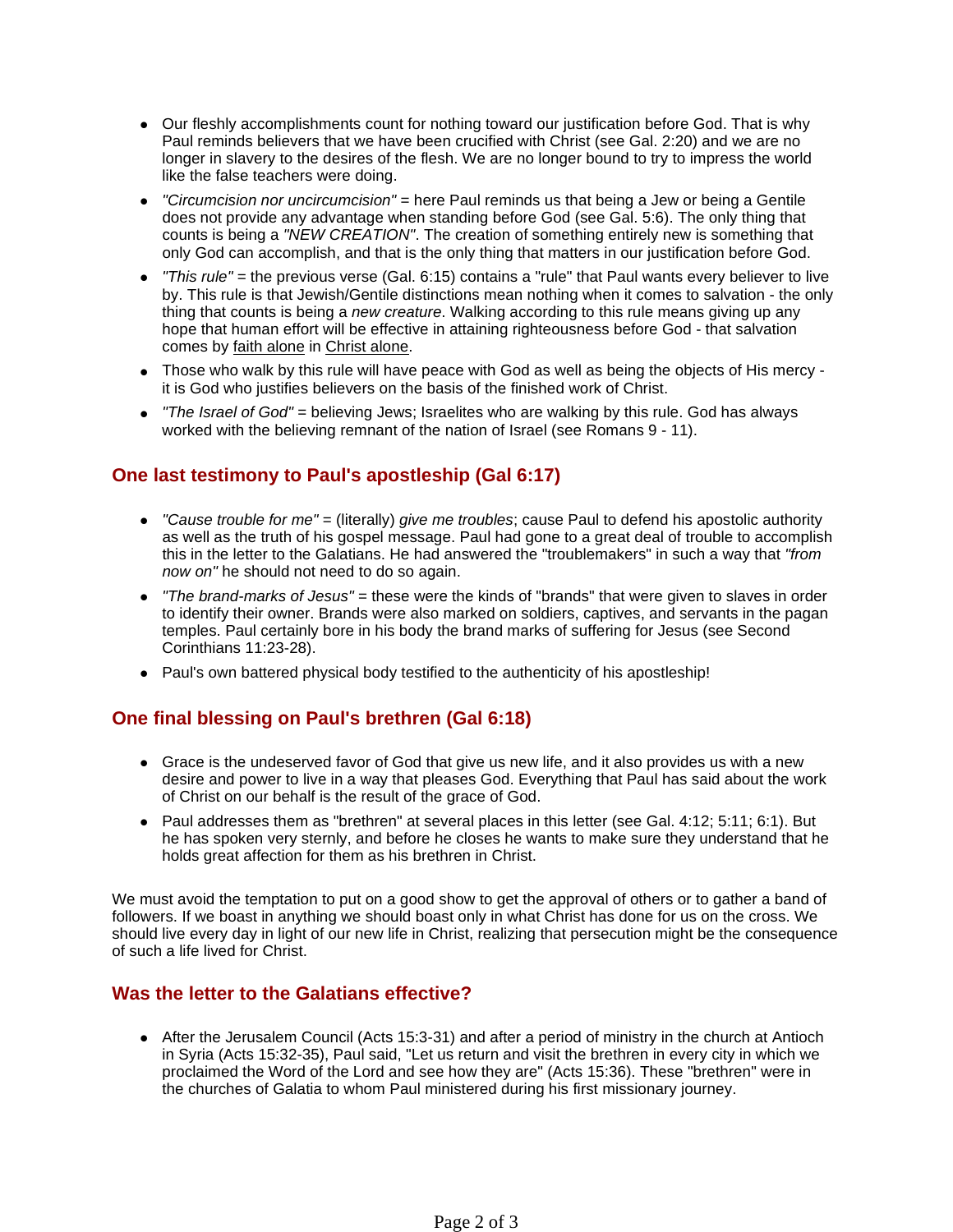- Our fleshly accomplishments count for nothing toward our justification before God. That is why Paul reminds believers that we have been crucified with Christ (see Gal. 2:20) and we are no longer in slavery to the desires of the flesh. We are no longer bound to try to impress the world like the false teachers were doing.
- *"Circumcision nor uncircumcision"* = here Paul reminds us that being a Jew or being a Gentile does not provide any advantage when standing before God (see Gal. 5:6). The only thing that counts is being a *"NEW CREATION"*. The creation of something entirely new is something that only God can accomplish, and that is the only thing that matters in our justification before God.
- *"This rule"* = the previous verse (Gal. 6:15) contains a "rule" that Paul wants every believer to live by. This rule is that Jewish/Gentile distinctions mean nothing when it comes to salvation - the only thing that counts is being a *new creature*. Walking according to this rule means giving up any hope that human effort will be effective in attaining righteousness before God - that salvation comes by faith alone in Christ alone.
- Those who walk by this rule will have peace with God as well as being the objects of His mercy - it is God who justifies believers on the basis of the finished work of Christ.
- *"The Israel of God"* = believing Jews; Israelites who are walking by this rule. God has always worked with the believing remnant of the nation of Israel (see Romans 9 - 11).

## One last testimony to Paul's apostleship (Gal 6:17)

- *"Cause trouble for me"* = (literally) *give me troubles*; cause Paul to defend his apostolic authority as well as the truth of his gospel message. Paul had gone to a great deal of trouble to accomplish this in the letter to the Galatians. He had answered the "troublemakers" in such a way that *"from now on"* he should not need to do so again.
- *"The brand-marks of Jesus"* = these were the kinds of "brands" that were given to slaves in order to identify their owner. Brands were also marked on soldiers, captives, and servants in the pagan temples. Paul certainly bore in his body the brand marks of suffering for Jesus (see Second Corinthians 11:23-28).
- Paul's own battered physical body testified to the authenticity of his apostleship!

## One final blessing on Paul's brethren (Gal 6:18)

- Grace is the undeserved favor of God that give us new life, and it also provides us with a new desire and power to live in a way that pleases God. Everything that Paul has said about the work of Christ on our behalf is the result of the grace of God.
- Paul addresses them as "brethren" at several places in this letter (see Gal. 4:12; 5:11; 6:1). But he has spoken very sternly, and before he closes he wants to make sure they understand that he holds great affection for them as his brethren in Christ.

We must avoid the temptation to put on a good show to get the approval of others or to gather a band of followers. If we boast in anything we should boast only in what Christ has done for us on the cross. We should live every day in light of our new life in Christ, realizing that persecution might be the consequence of such a life lived for Christ.

## Was the letter to the Galatians effective?

- After the Jerusalem Council (Acts 15:3-31) and after a period of ministry in the church at Antioch in Syria (Acts 15:32-35), Paul said, "Let us return and visit the brethren in every city in which we proclaimed the Word of the Lord and see how they are" (Acts 15:36). These "brethren" were in the churches of Galatia to whom Paul ministered during his first missionary journey.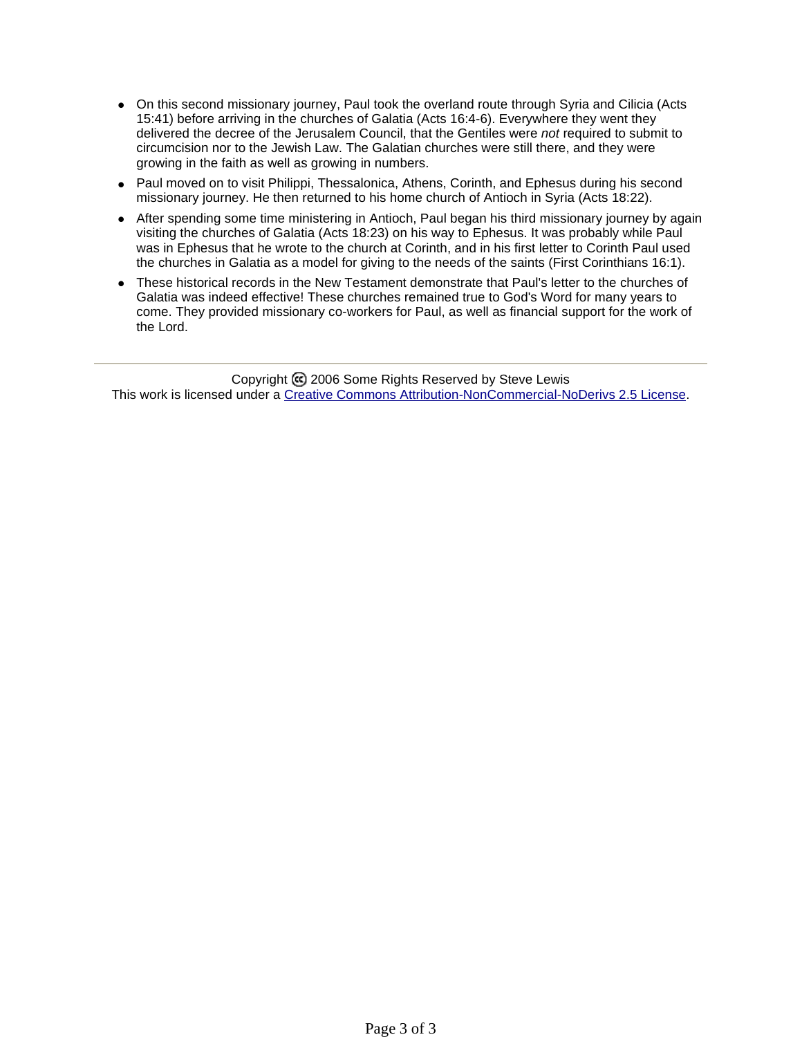- On this second missionary journey, Paul took the overland route through Syria and Cilicia (Acts 15:41) before arriving in the churches of Galatia (Acts 16:4-6). Everywhere they went they delivered the decree of the Jerusalem Council, that the Gentiles were *not* required to submit to circumcision nor to the Jewish Law. The Galatian churches were still there, and they were growing in the faith as well as growing in numbers.
- Paul moved on to visit Philippi, Thessalonica, Athens, Corinth, and Ephesus during his second missionary journey. He then returned to his home church of Antioch in Syria (Acts 18:22).
- After spending some time ministering in Antioch, Paul began his third missionary journey by again visiting the churches of Galatia (Acts 18:23) on his way to Ephesus. It was probably while Paul was in Ephesus that he wrote to the church at Corinth, and in his first letter to Corinth Paul used the churches in Galatia as a model for giving to the needs of the saints (First Corinthians 16:1).
- These historical records in the New Testament demonstrate that Paul's letter to the churches of Galatia was indeed effective! These churches remained true to God's Word for many years to come. They provided missionary co-workers for Paul, as well as financial support for the work of the Lord.

---

Copyright (cc) 2006 Some Rights Reserved by Steve Lewis
This work is licensed under a Creative Commons Attribution-NonCommercial-NoDerivs 2.5 License.